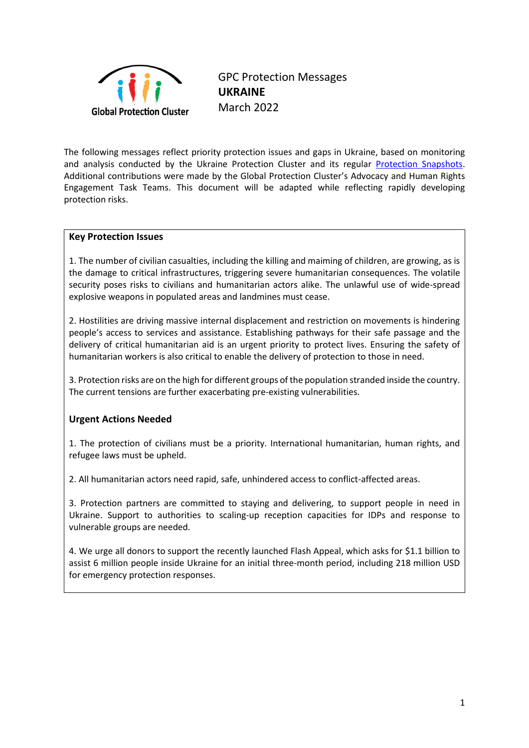Global Protection Cluster

# GPC Protection Messages
## **UKRAINE**
March 2022

The following messages reflect priority protection issues and gaps in Ukraine, based on monitoring and analysis conducted by the Ukraine Protection Cluster and its regular Protection Snapshots. Additional contributions were made by the Global Protection Cluster's Advocacy and Human Rights Engagement Task Teams. This document will be adapted while reflecting rapidly developing protection risks.

### Key Protection Issues

1. The number of civilian casualties, including the killing and maiming of children, are growing, as is the damage to critical infrastructures, triggering severe humanitarian consequences. The volatile security poses risks to civilians and humanitarian actors alike. The unlawful use of wide-spread explosive weapons in populated areas and landmines must cease.

2. Hostilities are driving massive internal displacement and restriction on movements is hindering people's access to services and assistance. Establishing pathways for their safe passage and the delivery of critical humanitarian aid is an urgent priority to protect lives. Ensuring the safety of humanitarian workers is also critical to enable the delivery of protection to those in need.

3. Protection risks are on the high for different groups of the population stranded inside the country. The current tensions are further exacerbating pre-existing vulnerabilities.

### Urgent Actions Needed

1. The protection of civilians must be a priority. International humanitarian, human rights, and refugee laws must be upheld.

2. All humanitarian actors need rapid, safe, unhindered access to conflict-affected areas.

3. Protection partners are committed to staying and delivering, to support people in need in Ukraine. Support to authorities to scaling-up reception capacities for IDPs and response to vulnerable groups are needed.

4. We urge all donors to support the recently launched Flash Appeal, which asks for $1.1 billion to assist 6 million people inside Ukraine for an initial three-month period, including 218 million USD for emergency protection responses.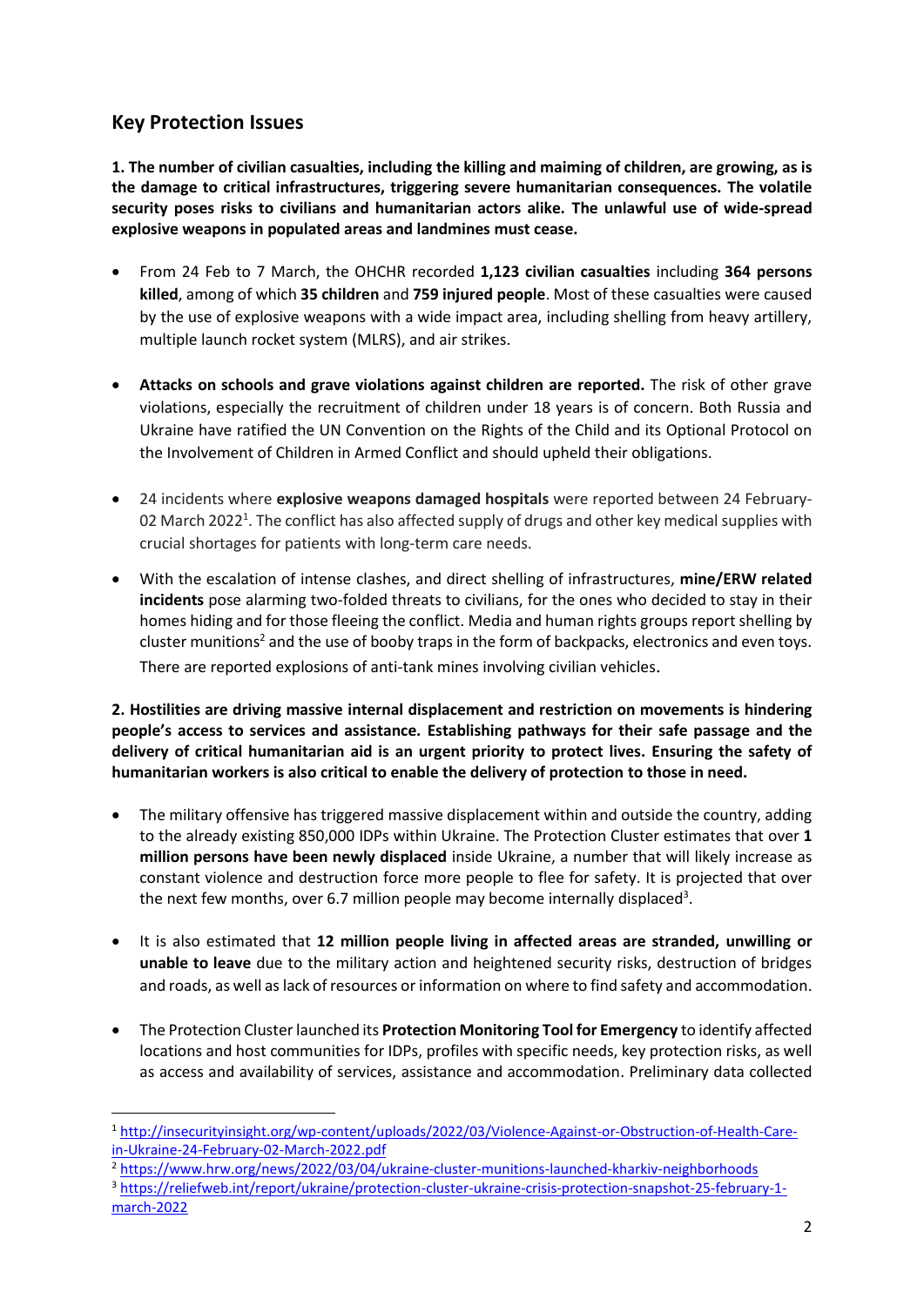## Key Protection Issues

**1. The number of civilian casualties, including the killing and maiming of children, are growing, as is the damage to critical infrastructures, triggering severe humanitarian consequences. The volatile security poses risks to civilians and humanitarian actors alike. The unlawful use of wide-spread explosive weapons in populated areas and landmines must cease.**

- From 24 Feb to 7 March, the OHCHR recorded **1,123 civilian casualties** including **364 persons killed**, among of which **35 children** and **759 injured people**. Most of these casualties were caused by the use of explosive weapons with a wide impact area, including shelling from heavy artillery, multiple launch rocket system (MLRS), and air strikes.

- **Attacks on schools and grave violations against children are reported.** The risk of other grave violations, especially the recruitment of children under 18 years is of concern. Both Russia and Ukraine have ratified the UN Convention on the Rights of the Child and its Optional Protocol on the Involvement of Children in Armed Conflict and should upheld their obligations.

- 24 incidents where **explosive weapons damaged hospitals** were reported between 24 February-02 March 2022[1]. The conflict has also affected supply of drugs and other key medical supplies with crucial shortages for patients with long-term care needs.

- With the escalation of intense clashes, and direct shelling of infrastructures, **mine/ERW related incidents** pose alarming two-folded threats to civilians, for the ones who decided to stay in their homes hiding and for those fleeing the conflict. Media and human rights groups report shelling by cluster munitions[2] and the use of booby traps in the form of backpacks, electronics and even toys. There are reported explosions of anti-tank mines involving civilian vehicles.

**2. Hostilities are driving massive internal displacement and restriction on movements is hindering people's access to services and assistance. Establishing pathways for their safe passage and the delivery of critical humanitarian aid is an urgent priority to protect lives. Ensuring the safety of humanitarian workers is also critical to enable the delivery of protection to those in need.**

- The military offensive has triggered massive displacement within and outside the country, adding to the already existing 850,000 IDPs within Ukraine. The Protection Cluster estimates that over **1 million persons have been newly displaced** inside Ukraine, a number that will likely increase as constant violence and destruction force more people to flee for safety. It is projected that over the next few months, over 6.7 million people may become internally displaced[3].

- It is also estimated that **12 million people living in affected areas are stranded, unwilling or unable to leave** due to the military action and heightened security risks, destruction of bridges and roads, as well as lack of resources or information on where to find safety and accommodation.

- The Protection Cluster launched its **Protection Monitoring Tool for Emergency** to identify affected locations and host communities for IDPs, profiles with specific needs, key protection risks, as well as access and availability of services, assistance and accommodation. Preliminary data collected

---

[1] http://insecurityinsight.org/wp-content/uploads/2022/03/Violence-Against-or-Obstruction-of-Health-Care-in-Ukraine-24-February-02-March-2022.pdf

[2] https://www.hrw.org/news/2022/03/04/ukraine-cluster-munitions-launched-kharkiv-neighborhoods

[3] https://reliefweb.int/report/ukraine/protection-cluster-ukraine-crisis-protection-snapshot-25-february-1-march-2022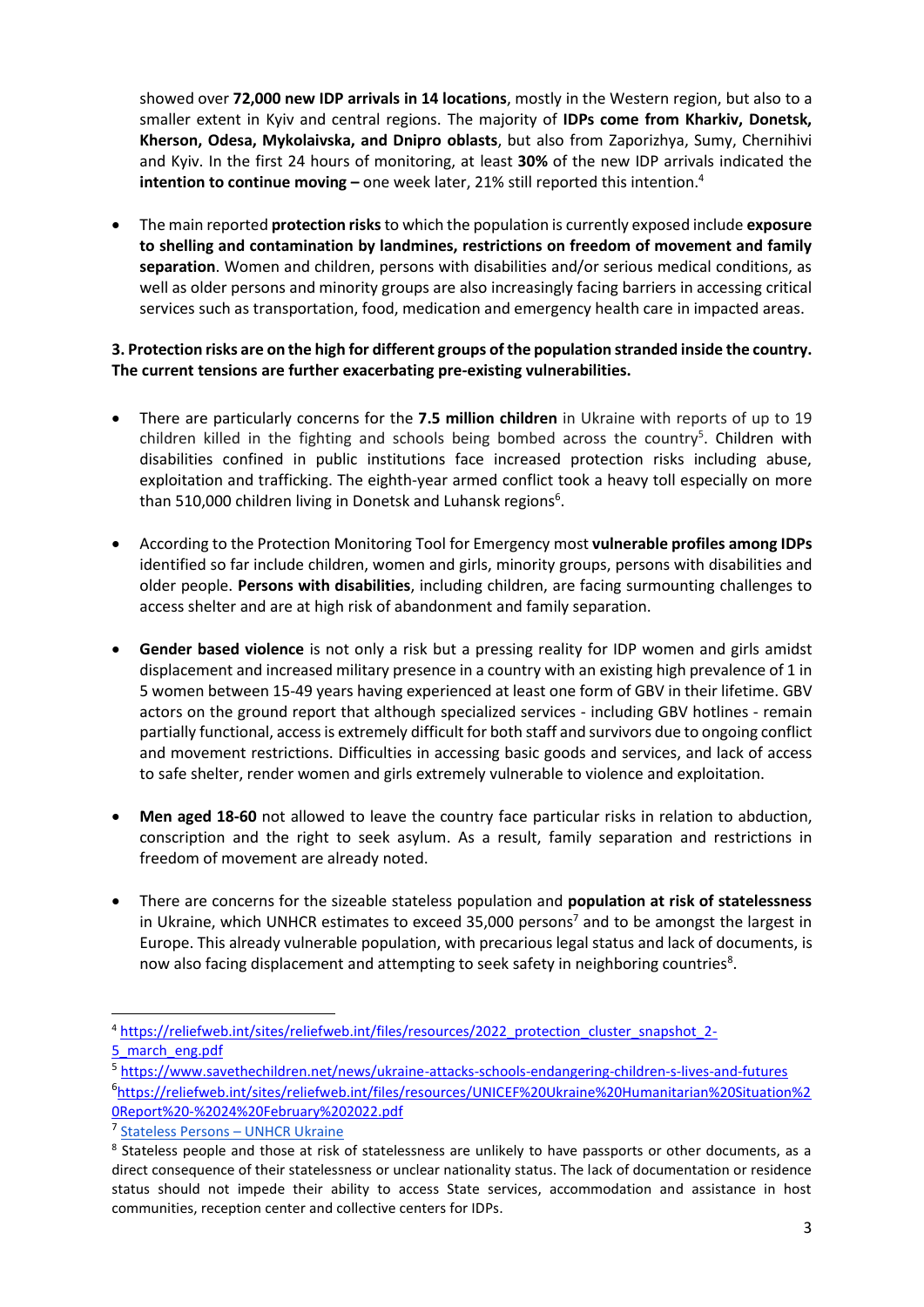showed over **72,000 new IDP arrivals in 14 locations**, mostly in the Western region, but also to a smaller extent in Kyiv and central regions. The majority of **IDPs come from Kharkiv, Donetsk, Kherson, Odesa, Mykolaivska, and Dnipro oblasts**, but also from Zaporizhya, Sumy, Chernihivi and Kyiv. In the first 24 hours of monitoring, at least **30%** of the new IDP arrivals indicated the **intention to continue moving –** one week later, 21% still reported this intention.[4]

- The main reported **protection risks** to which the population is currently exposed include **exposure to shelling and contamination by landmines, restrictions on freedom of movement and family separation**. Women and children, persons with disabilities and/or serious medical conditions, as well as older persons and minority groups are also increasingly facing barriers in accessing critical services such as transportation, food, medication and emergency health care in impacted areas.

**3. Protection risks are on the high for different groups of the population stranded inside the country. The current tensions are further exacerbating pre-existing vulnerabilities.**

- There are particularly concerns for the **7.5 million children** in Ukraine with reports of up to 19 children killed in the fighting and schools being bombed across the country[5]. Children with disabilities confined in public institutions face increased protection risks including abuse, exploitation and trafficking. The eighth-year armed conflict took a heavy toll especially on more than 510,000 children living in Donetsk and Luhansk regions[6].

- According to the Protection Monitoring Tool for Emergency most **vulnerable profiles among IDPs** identified so far include children, women and girls, minority groups, persons with disabilities and older people. **Persons with disabilities**, including children, are facing surmounting challenges to access shelter and are at high risk of abandonment and family separation.

- **Gender based violence** is not only a risk but a pressing reality for IDP women and girls amidst displacement and increased military presence in a country with an existing high prevalence of 1 in 5 women between 15-49 years having experienced at least one form of GBV in their lifetime. GBV actors on the ground report that although specialized services - including GBV hotlines - remain partially functional, access is extremely difficult for both staff and survivors due to ongoing conflict and movement restrictions. Difficulties in accessing basic goods and services, and lack of access to safe shelter, render women and girls extremely vulnerable to violence and exploitation.

- **Men aged 18-60** not allowed to leave the country face particular risks in relation to abduction, conscription and the right to seek asylum. As a result, family separation and restrictions in freedom of movement are already noted.

- There are concerns for the sizeable stateless population and **population at risk of statelessness** in Ukraine, which UNHCR estimates to exceed 35,000 persons[7] and to be amongst the largest in Europe. This already vulnerable population, with precarious legal status and lack of documents, is now also facing displacement and attempting to seek safety in neighboring countries[8].

---

[4] https://reliefweb.int/sites/reliefweb.int/files/resources/2022_protection_cluster_snapshot_2-5_march_eng.pdf

[5] https://www.savethechildren.net/news/ukraine-attacks-schools-endangering-children-s-lives-and-futures

[6] https://reliefweb.int/sites/reliefweb.int/files/resources/UNICEF%20Ukraine%20Humanitarian%20Situation%20Report%20-%2024%20February%202022.pdf

[7] Stateless Persons – UNHCR Ukraine

[8] Stateless people and those at risk of statelessness are unlikely to have passports or other documents, as a direct consequence of their statelessness or unclear nationality status. The lack of documentation or residence status should not impede their ability to access State services, accommodation and assistance in host communities, reception center and collective centers for IDPs.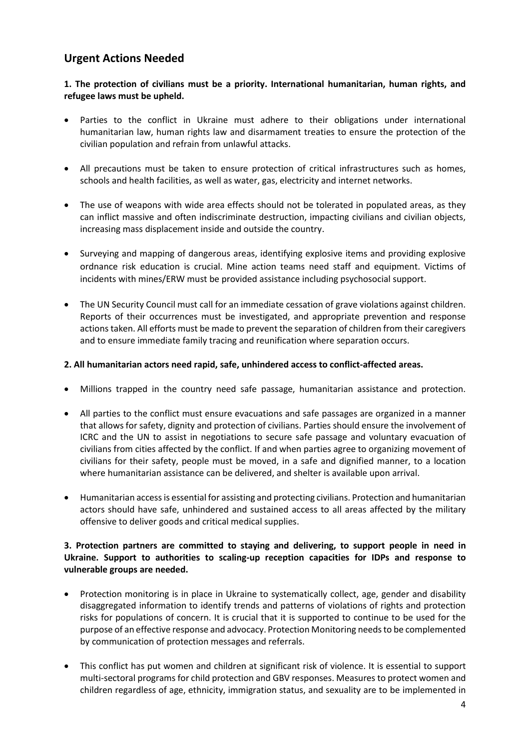## Urgent Actions Needed

**1. The protection of civilians must be a priority. International humanitarian, human rights, and refugee laws must be upheld.**

- Parties to the conflict in Ukraine must adhere to their obligations under international humanitarian law, human rights law and disarmament treaties to ensure the protection of the civilian population and refrain from unlawful attacks.
- All precautions must be taken to ensure protection of critical infrastructures such as homes, schools and health facilities, as well as water, gas, electricity and internet networks.
- The use of weapons with wide area effects should not be tolerated in populated areas, as they can inflict massive and often indiscriminate destruction, impacting civilians and civilian objects, increasing mass displacement inside and outside the country.
- Surveying and mapping of dangerous areas, identifying explosive items and providing explosive ordnance risk education is crucial. Mine action teams need staff and equipment. Victims of incidents with mines/ERW must be provided assistance including psychosocial support.
- The UN Security Council must call for an immediate cessation of grave violations against children. Reports of their occurrences must be investigated, and appropriate prevention and response actions taken. All efforts must be made to prevent the separation of children from their caregivers and to ensure immediate family tracing and reunification where separation occurs.

**2. All humanitarian actors need rapid, safe, unhindered access to conflict-affected areas.**

- Millions trapped in the country need safe passage, humanitarian assistance and protection.
- All parties to the conflict must ensure evacuations and safe passages are organized in a manner that allows for safety, dignity and protection of civilians. Parties should ensure the involvement of ICRC and the UN to assist in negotiations to secure safe passage and voluntary evacuation of civilians from cities affected by the conflict. If and when parties agree to organizing movement of civilians for their safety, people must be moved, in a safe and dignified manner, to a location where humanitarian assistance can be delivered, and shelter is available upon arrival.
- Humanitarian access is essential for assisting and protecting civilians. Protection and humanitarian actors should have safe, unhindered and sustained access to all areas affected by the military offensive to deliver goods and critical medical supplies.

**3. Protection partners are committed to staying and delivering, to support people in need in Ukraine. Support to authorities to scaling-up reception capacities for IDPs and response to vulnerable groups are needed.**

- Protection monitoring is in place in Ukraine to systematically collect, age, gender and disability disaggregated information to identify trends and patterns of violations of rights and protection risks for populations of concern. It is crucial that it is supported to continue to be used for the purpose of an effective response and advocacy. Protection Monitoring needs to be complemented by communication of protection messages and referrals.
- This conflict has put women and children at significant risk of violence. It is essential to support multi-sectoral programs for child protection and GBV responses. Measures to protect women and children regardless of age, ethnicity, immigration status, and sexuality are to be implemented in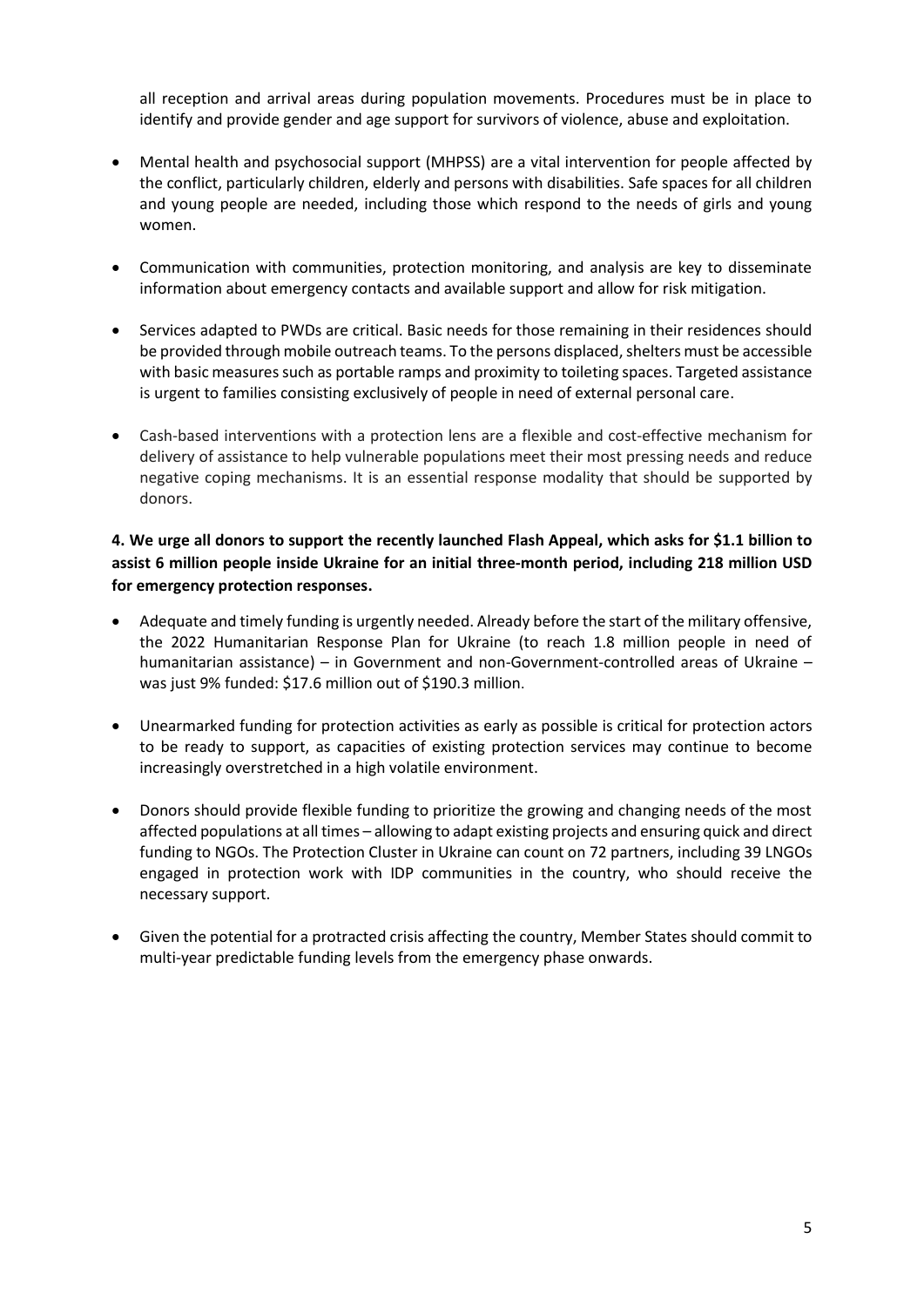all reception and arrival areas during population movements. Procedures must be in place to identify and provide gender and age support for survivors of violence, abuse and exploitation.

- Mental health and psychosocial support (MHPSS) are a vital intervention for people affected by the conflict, particularly children, elderly and persons with disabilities. Safe spaces for all children and young people are needed, including those which respond to the needs of girls and young women.

- Communication with communities, protection monitoring, and analysis are key to disseminate information about emergency contacts and available support and allow for risk mitigation.

- Services adapted to PWDs are critical. Basic needs for those remaining in their residences should be provided through mobile outreach teams. To the persons displaced, shelters must be accessible with basic measures such as portable ramps and proximity to toileting spaces. Targeted assistance is urgent to families consisting exclusively of people in need of external personal care.

- Cash-based interventions with a protection lens are a flexible and cost-effective mechanism for delivery of assistance to help vulnerable populations meet their most pressing needs and reduce negative coping mechanisms. It is an essential response modality that should be supported by donors.

**4. We urge all donors to support the recently launched Flash Appeal, which asks for $1.1 billion to assist 6 million people inside Ukraine for an initial three-month period, including 218 million USD for emergency protection responses.**

- Adequate and timely funding is urgently needed. Already before the start of the military offensive, the 2022 Humanitarian Response Plan for Ukraine (to reach 1.8 million people in need of humanitarian assistance) – in Government and non-Government-controlled areas of Ukraine – was just 9% funded: $17.6 million out of $190.3 million.

- Unearmarked funding for protection activities as early as possible is critical for protection actors to be ready to support, as capacities of existing protection services may continue to become increasingly overstretched in a high volatile environment.

- Donors should provide flexible funding to prioritize the growing and changing needs of the most affected populations at all times – allowing to adapt existing projects and ensuring quick and direct funding to NGOs. The Protection Cluster in Ukraine can count on 72 partners, including 39 LNGOs engaged in protection work with IDP communities in the country, who should receive the necessary support.

- Given the potential for a protracted crisis affecting the country, Member States should commit to multi-year predictable funding levels from the emergency phase onwards.